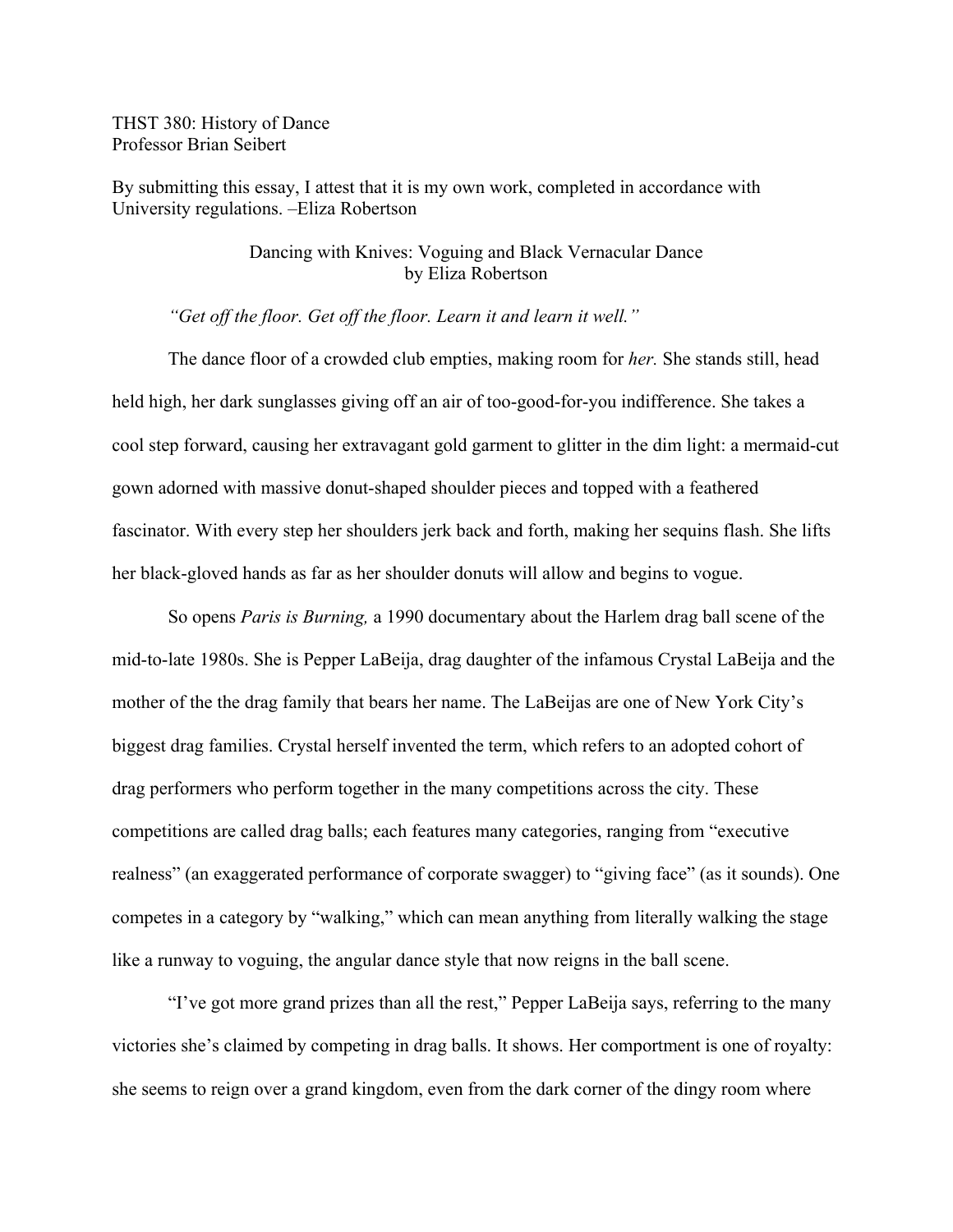THST 380: History of Dance
Professor Brian Seibert

By submitting this essay, I attest that it is my own work, completed in accordance with University regulations. –Eliza Robertson

# Dancing with Knives: Voguing and Black Vernacular Dance
by Eliza Robertson

*"Get off the floor. Get off the floor. Learn it and learn it well."*

The dance floor of a crowded club empties, making room for *her.* She stands still, head held high, her dark sunglasses giving off an air of too-good-for-you indifference. She takes a cool step forward, causing her extravagant gold garment to glitter in the dim light: a mermaid-cut gown adorned with massive donut-shaped shoulder pieces and topped with a feathered fascinator. With every step her shoulders jerk back and forth, making her sequins flash. She lifts her black-gloved hands as far as her shoulder donuts will allow and begins to vogue.

So opens *Paris is Burning,* a 1990 documentary about the Harlem drag ball scene of the mid-to-late 1980s. She is Pepper LaBeija, drag daughter of the infamous Crystal LaBeija and the mother of the the drag family that bears her name. The LaBeijas are one of New York City's biggest drag families. Crystal herself invented the term, which refers to an adopted cohort of drag performers who perform together in the many competitions across the city. These competitions are called drag balls; each features many categories, ranging from "executive realness" (an exaggerated performance of corporate swagger) to "giving face" (as it sounds). One competes in a category by "walking," which can mean anything from literally walking the stage like a runway to voguing, the angular dance style that now reigns in the ball scene.

"I've got more grand prizes than all the rest," Pepper LaBeija says, referring to the many victories she's claimed by competing in drag balls. It shows. Her comportment is one of royalty: she seems to reign over a grand kingdom, even from the dark corner of the dingy room where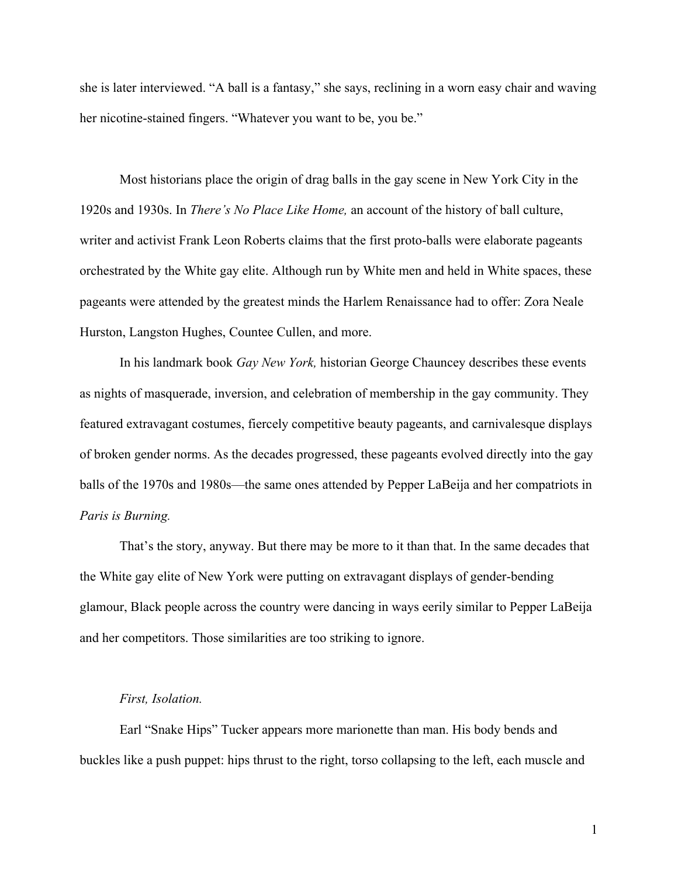she is later interviewed. "A ball is a fantasy," she says, reclining in a worn easy chair and waving her nicotine-stained fingers. "Whatever you want to be, you be."

Most historians place the origin of drag balls in the gay scene in New York City in the 1920s and 1930s. In *There's No Place Like Home,* an account of the history of ball culture, writer and activist Frank Leon Roberts claims that the first proto-balls were elaborate pageants orchestrated by the White gay elite. Although run by White men and held in White spaces, these pageants were attended by the greatest minds the Harlem Renaissance had to offer: Zora Neale Hurston, Langston Hughes, Countee Cullen, and more.

In his landmark book *Gay New York,* historian George Chauncey describes these events as nights of masquerade, inversion, and celebration of membership in the gay community. They featured extravagant costumes, fiercely competitive beauty pageants, and carnivalesque displays of broken gender norms. As the decades progressed, these pageants evolved directly into the gay balls of the 1970s and 1980s—the same ones attended by Pepper LaBeija and her compatriots in *Paris is Burning.*

That's the story, anyway. But there may be more to it than that. In the same decades that the White gay elite of New York were putting on extravagant displays of gender-bending glamour, Black people across the country were dancing in ways eerily similar to Pepper LaBeija and her competitors. Those similarities are too striking to ignore.

*First, Isolation.*

Earl "Snake Hips" Tucker appears more marionette than man. His body bends and buckles like a push puppet: hips thrust to the right, torso collapsing to the left, each muscle and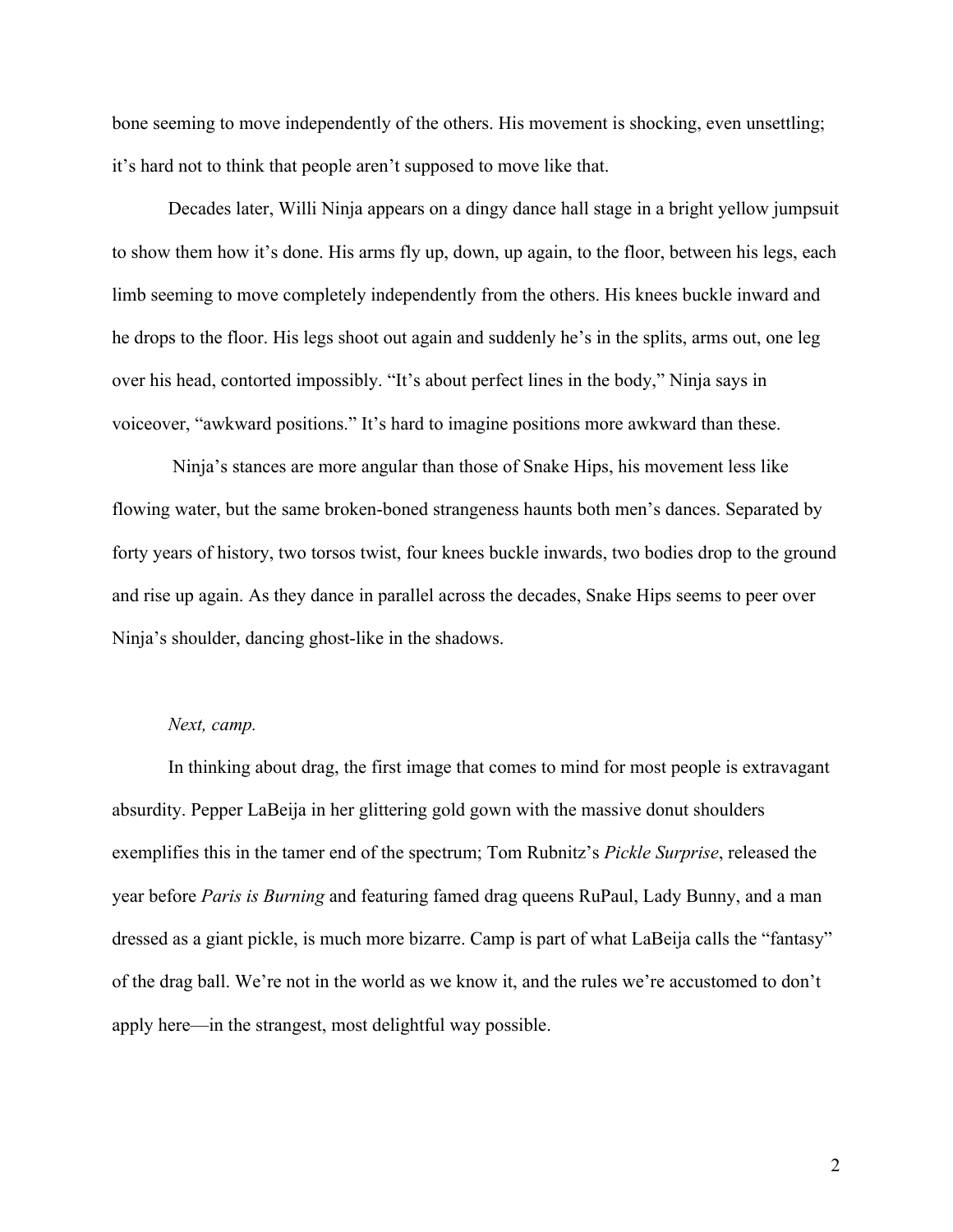bone seeming to move independently of the others. His movement is shocking, even unsettling; it's hard not to think that people aren't supposed to move like that.

Decades later, Willi Ninja appears on a dingy dance hall stage in a bright yellow jumpsuit to show them how it's done. His arms fly up, down, up again, to the floor, between his legs, each limb seeming to move completely independently from the others. His knees buckle inward and he drops to the floor. His legs shoot out again and suddenly he's in the splits, arms out, one leg over his head, contorted impossibly. "It's about perfect lines in the body," Ninja says in voiceover, "awkward positions." It's hard to imagine positions more awkward than these.

Ninja's stances are more angular than those of Snake Hips, his movement less like flowing water, but the same broken-boned strangeness haunts both men's dances. Separated by forty years of history, two torsos twist, four knees buckle inwards, two bodies drop to the ground and rise up again. As they dance in parallel across the decades, Snake Hips seems to peer over Ninja's shoulder, dancing ghost-like in the shadows.

*Next, camp.*

In thinking about drag, the first image that comes to mind for most people is extravagant absurdity. Pepper LaBeija in her glittering gold gown with the massive donut shoulders exemplifies this in the tamer end of the spectrum; Tom Rubnitz's *Pickle Surprise*, released the year before *Paris is Burning* and featuring famed drag queens RuPaul, Lady Bunny, and a man dressed as a giant pickle, is much more bizarre. Camp is part of what LaBeija calls the "fantasy" of the drag ball. We're not in the world as we know it, and the rules we're accustomed to don't apply here—in the strangest, most delightful way possible.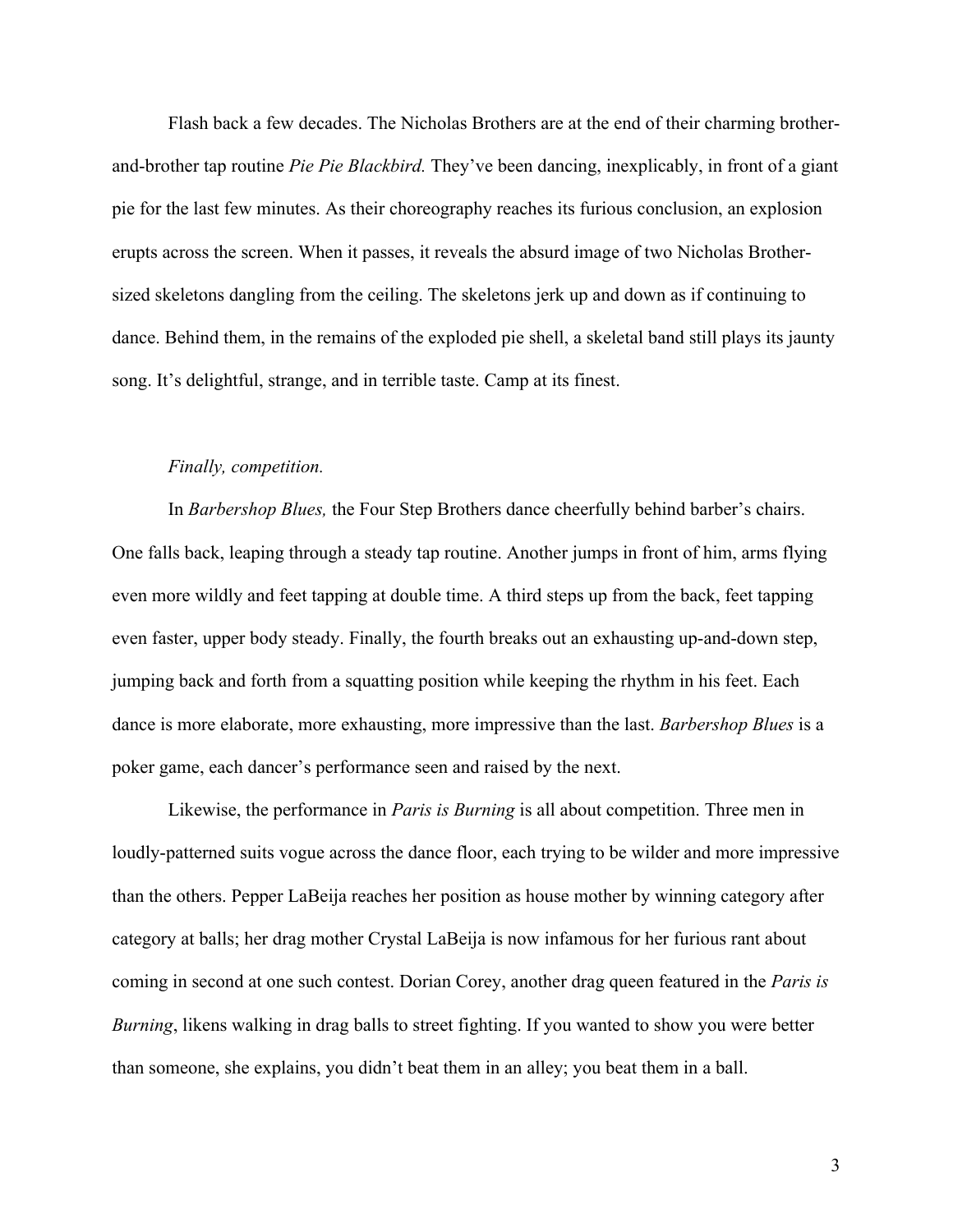Flash back a few decades. The Nicholas Brothers are at the end of their charming brother-and-brother tap routine *Pie Pie Blackbird.* They've been dancing, inexplicably, in front of a giant pie for the last few minutes. As their choreography reaches its furious conclusion, an explosion erupts across the screen. When it passes, it reveals the absurd image of two Nicholas Brother-sized skeletons dangling from the ceiling. The skeletons jerk up and down as if continuing to dance. Behind them, in the remains of the exploded pie shell, a skeletal band still plays its jaunty song. It's delightful, strange, and in terrible taste. Camp at its finest.

*Finally, competition.*

In *Barbershop Blues,* the Four Step Brothers dance cheerfully behind barber's chairs. One falls back, leaping through a steady tap routine. Another jumps in front of him, arms flying even more wildly and feet tapping at double time. A third steps up from the back, feet tapping even faster, upper body steady. Finally, the fourth breaks out an exhausting up-and-down step, jumping back and forth from a squatting position while keeping the rhythm in his feet. Each dance is more elaborate, more exhausting, more impressive than the last. *Barbershop Blues* is a poker game, each dancer's performance seen and raised by the next.

Likewise, the performance in *Paris is Burning* is all about competition. Three men in loudly-patterned suits vogue across the dance floor, each trying to be wilder and more impressive than the others. Pepper LaBeija reaches her position as house mother by winning category after category at balls; her drag mother Crystal LaBeija is now infamous for her furious rant about coming in second at one such contest. Dorian Corey, another drag queen featured in the *Paris is Burning*, likens walking in drag balls to street fighting. If you wanted to show you were better than someone, she explains, you didn't beat them in an alley; you beat them in a ball.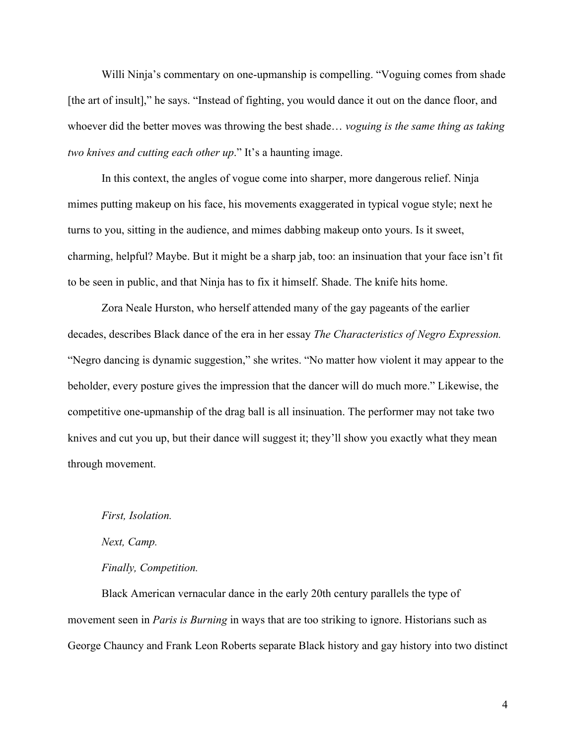Willi Ninja's commentary on one-upmanship is compelling. "Voguing comes from shade [the art of insult]," he says. "Instead of fighting, you would dance it out on the dance floor, and whoever did the better moves was throwing the best shade… *voguing is the same thing as taking two knives and cutting each other up*." It's a haunting image.

In this context, the angles of vogue come into sharper, more dangerous relief. Ninja mimes putting makeup on his face, his movements exaggerated in typical vogue style; next he turns to you, sitting in the audience, and mimes dabbing makeup onto yours. Is it sweet, charming, helpful? Maybe. But it might be a sharp jab, too: an insinuation that your face isn't fit to be seen in public, and that Ninja has to fix it himself. Shade. The knife hits home.

Zora Neale Hurston, who herself attended many of the gay pageants of the earlier decades, describes Black dance of the era in her essay *The Characteristics of Negro Expression.* "Negro dancing is dynamic suggestion," she writes. "No matter how violent it may appear to the beholder, every posture gives the impression that the dancer will do much more." Likewise, the competitive one-upmanship of the drag ball is all insinuation. The performer may not take two knives and cut you up, but their dance will suggest it; they'll show you exactly what they mean through movement.

*First, Isolation.*

*Next, Camp.*

*Finally, Competition.*

Black American vernacular dance in the early 20th century parallels the type of movement seen in *Paris is Burning* in ways that are too striking to ignore. Historians such as George Chauncy and Frank Leon Roberts separate Black history and gay history into two distinct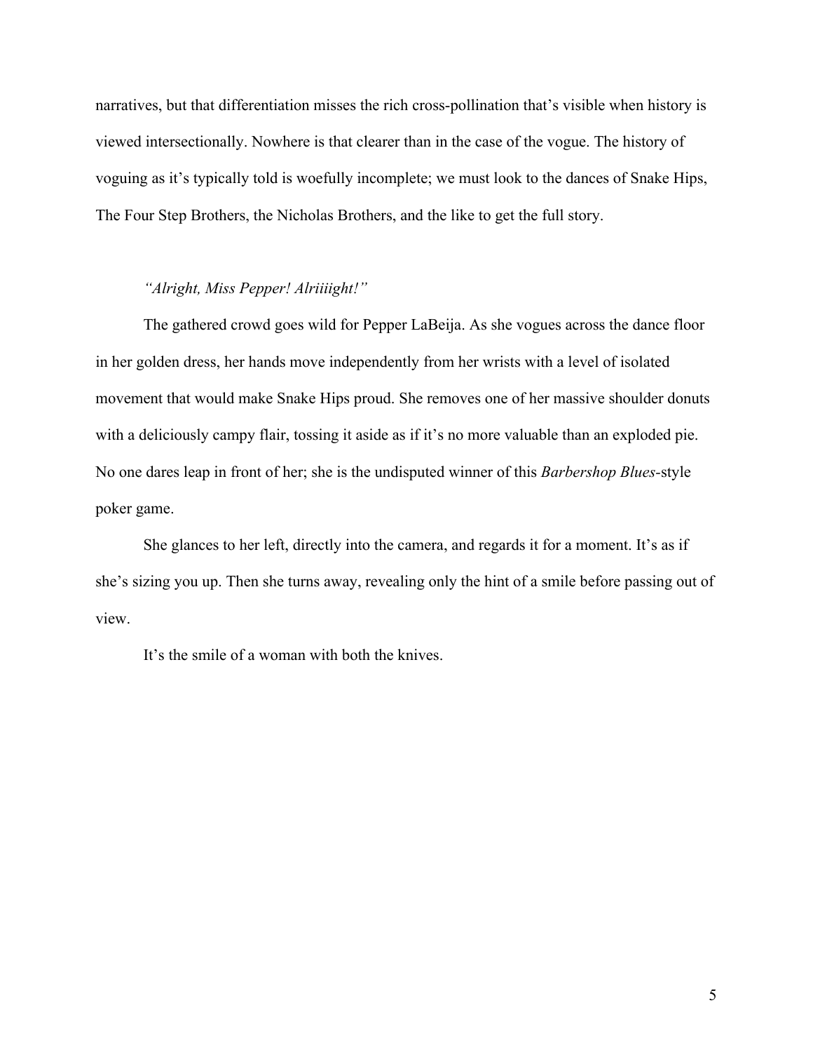narratives, but that differentiation misses the rich cross-pollination that's visible when history is viewed intersectionally. Nowhere is that clearer than in the case of the vogue. The history of voguing as it's typically told is woefully incomplete; we must look to the dances of Snake Hips, The Four Step Brothers, the Nicholas Brothers, and the like to get the full story.

*"Alright, Miss Pepper! Alriiiight!"*

The gathered crowd goes wild for Pepper LaBeija. As she vogues across the dance floor in her golden dress, her hands move independently from her wrists with a level of isolated movement that would make Snake Hips proud. She removes one of her massive shoulder donuts with a deliciously campy flair, tossing it aside as if it's no more valuable than an exploded pie. No one dares leap in front of her; she is the undisputed winner of this *Barbershop Blues*-style poker game.

She glances to her left, directly into the camera, and regards it for a moment. It's as if she's sizing you up. Then she turns away, revealing only the hint of a smile before passing out of view.

It's the smile of a woman with both the knives.